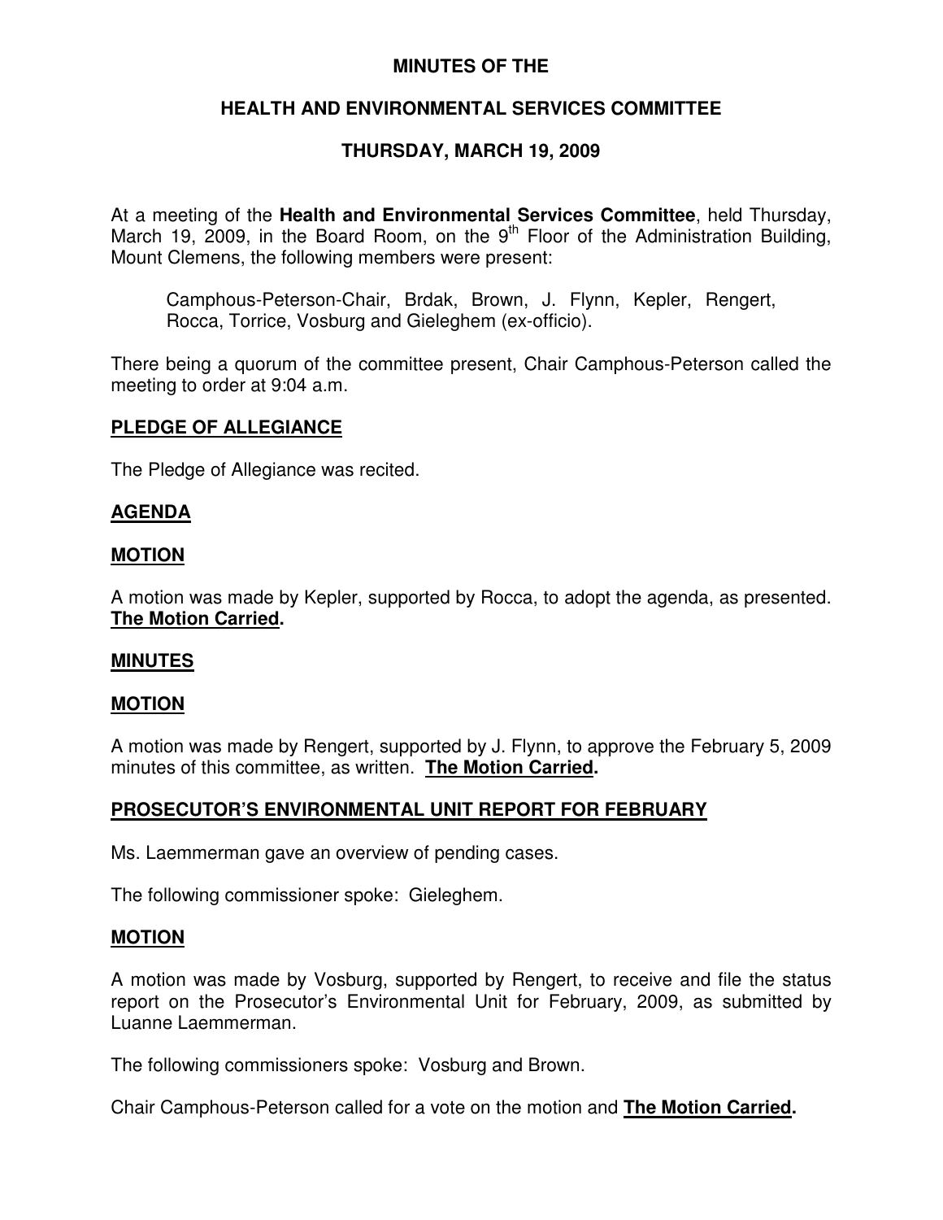# MINUTES OF THE

## HEALTH AND ENVIRONMENTAL SERVICES COMMITTEE

## THURSDAY, MARCH 19, 2009

At a meeting of the **Health and Environmental Services Committee**, held Thursday, March 19, 2009, in the Board Room, on the 9th Floor of the Administration Building, Mount Clemens, the following members were present:

> Camphous-Peterson-Chair, Brdak, Brown, J. Flynn, Kepler, Rengert, Rocca, Torrice, Vosburg and Gieleghem (ex-officio).

There being a quorum of the committee present, Chair Camphous-Peterson called the meeting to order at 9:04 a.m.

### PLEDGE OF ALLEGIANCE

The Pledge of Allegiance was recited.

### AGENDA

### MOTION

A motion was made by Kepler, supported by Rocca, to adopt the agenda, as presented. **The Motion Carried.**

### MINUTES

### MOTION

A motion was made by Rengert, supported by J. Flynn, to approve the February 5, 2009 minutes of this committee, as written. **The Motion Carried.**

### PROSECUTOR'S ENVIRONMENTAL UNIT REPORT FOR FEBRUARY

Ms. Laemmerman gave an overview of pending cases.

The following commissioner spoke: Gieleghem.

### MOTION

A motion was made by Vosburg, supported by Rengert, to receive and file the status report on the Prosecutor's Environmental Unit for February, 2009, as submitted by Luanne Laemmerman.

The following commissioners spoke: Vosburg and Brown.

Chair Camphous-Peterson called for a vote on the motion and **The Motion Carried.**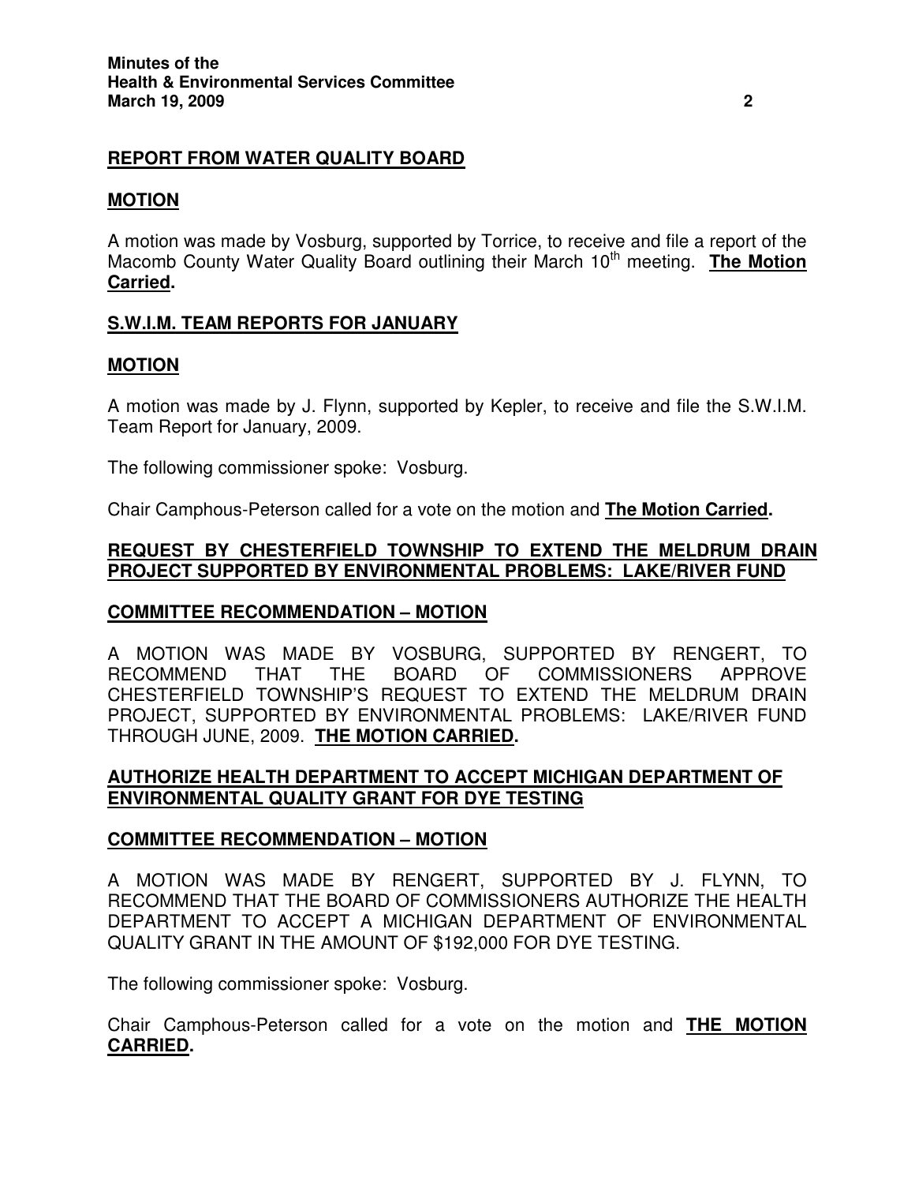## REPORT FROM WATER QUALITY BOARD

### MOTION

A motion was made by Vosburg, supported by Torrice, to receive and file a report of the Macomb County Water Quality Board outlining their March 10th meeting. **The Motion Carried.**

## S.W.I.M. TEAM REPORTS FOR JANUARY

### MOTION

A motion was made by J. Flynn, supported by Kepler, to receive and file the S.W.I.M. Team Report for January, 2009.

The following commissioner spoke: Vosburg.

Chair Camphous-Peterson called for a vote on the motion and **The Motion Carried.**

## REQUEST BY CHESTERFIELD TOWNSHIP TO EXTEND THE MELDRUM DRAIN PROJECT SUPPORTED BY ENVIRONMENTAL PROBLEMS: LAKE/RIVER FUND

### COMMITTEE RECOMMENDATION – MOTION

A MOTION WAS MADE BY VOSBURG, SUPPORTED BY RENGERT, TO RECOMMEND THAT THE BOARD OF COMMISSIONERS APPROVE CHESTERFIELD TOWNSHIP'S REQUEST TO EXTEND THE MELDRUM DRAIN PROJECT, SUPPORTED BY ENVIRONMENTAL PROBLEMS: LAKE/RIVER FUND THROUGH JUNE, 2009. **THE MOTION CARRIED.**

## AUTHORIZE HEALTH DEPARTMENT TO ACCEPT MICHIGAN DEPARTMENT OF ENVIRONMENTAL QUALITY GRANT FOR DYE TESTING

### COMMITTEE RECOMMENDATION – MOTION

A MOTION WAS MADE BY RENGERT, SUPPORTED BY J. FLYNN, TO RECOMMEND THAT THE BOARD OF COMMISSIONERS AUTHORIZE THE HEALTH DEPARTMENT TO ACCEPT A MICHIGAN DEPARTMENT OF ENVIRONMENTAL QUALITY GRANT IN THE AMOUNT OF $192,000 FOR DYE TESTING.

The following commissioner spoke: Vosburg.

Chair Camphous-Peterson called for a vote on the motion and **THE MOTION CARRIED.**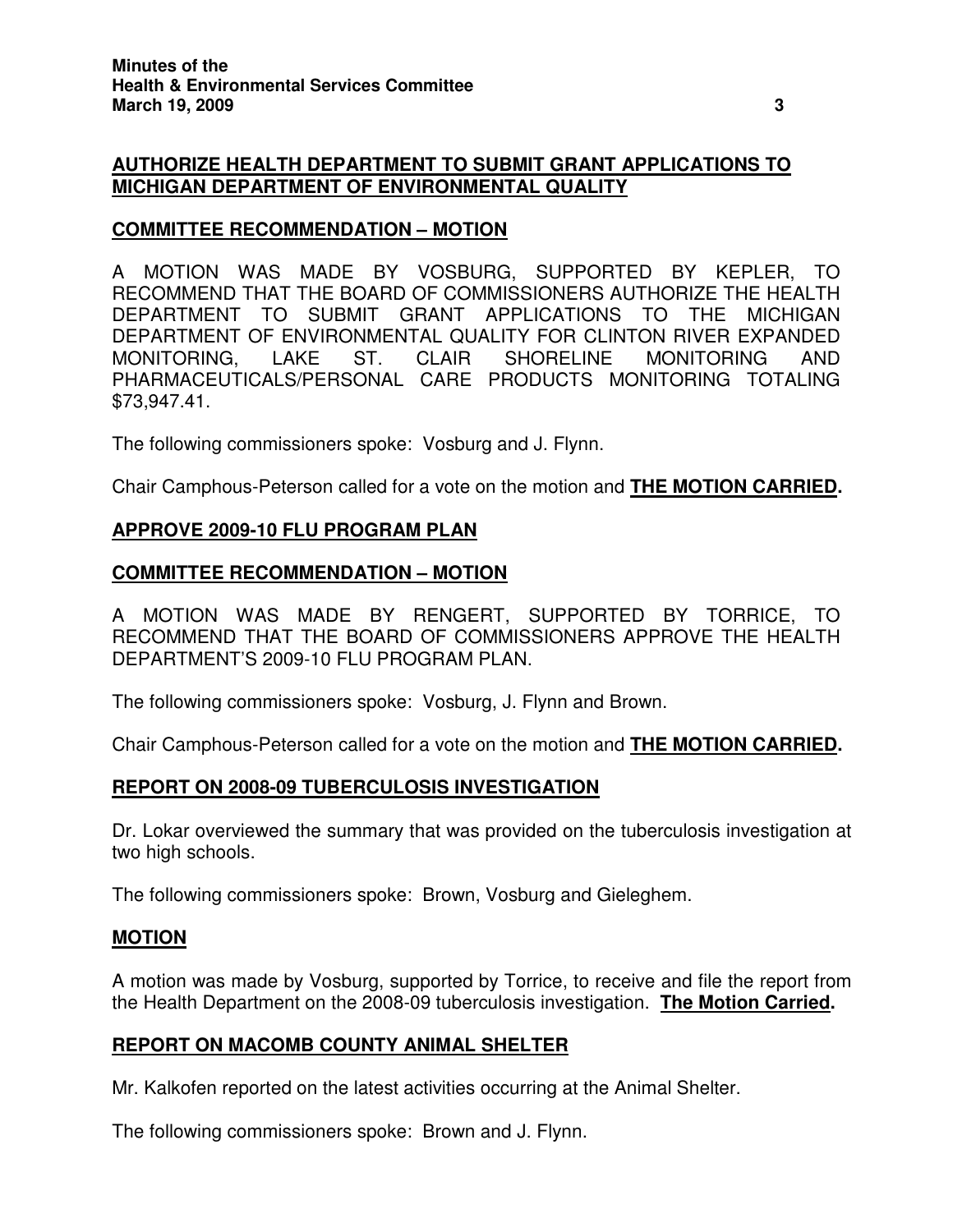## AUTHORIZE HEALTH DEPARTMENT TO SUBMIT GRANT APPLICATIONS TO MICHIGAN DEPARTMENT OF ENVIRONMENTAL QUALITY

### COMMITTEE RECOMMENDATION – MOTION

A MOTION WAS MADE BY VOSBURG, SUPPORTED BY KEPLER, TO RECOMMEND THAT THE BOARD OF COMMISSIONERS AUTHORIZE THE HEALTH DEPARTMENT TO SUBMIT GRANT APPLICATIONS TO THE MICHIGAN DEPARTMENT OF ENVIRONMENTAL QUALITY FOR CLINTON RIVER EXPANDED MONITORING, LAKE ST. CLAIR SHORELINE MONITORING AND PHARMACEUTICALS/PERSONAL CARE PRODUCTS MONITORING TOTALING $73,947.41.

The following commissioners spoke: Vosburg and J. Flynn.

Chair Camphous-Peterson called for a vote on the motion and **THE MOTION CARRIED.**

## APPROVE 2009-10 FLU PROGRAM PLAN

### COMMITTEE RECOMMENDATION – MOTION

A MOTION WAS MADE BY RENGERT, SUPPORTED BY TORRICE, TO RECOMMEND THAT THE BOARD OF COMMISSIONERS APPROVE THE HEALTH DEPARTMENT'S 2009-10 FLU PROGRAM PLAN.

The following commissioners spoke: Vosburg, J. Flynn and Brown.

Chair Camphous-Peterson called for a vote on the motion and **THE MOTION CARRIED.**

## REPORT ON 2008-09 TUBERCULOSIS INVESTIGATION

Dr. Lokar overviewed the summary that was provided on the tuberculosis investigation at two high schools.

The following commissioners spoke: Brown, Vosburg and Gieleghem.

### MOTION

A motion was made by Vosburg, supported by Torrice, to receive and file the report from the Health Department on the 2008-09 tuberculosis investigation. **The Motion Carried.**

## REPORT ON MACOMB COUNTY ANIMAL SHELTER

Mr. Kalkofen reported on the latest activities occurring at the Animal Shelter.

The following commissioners spoke: Brown and J. Flynn.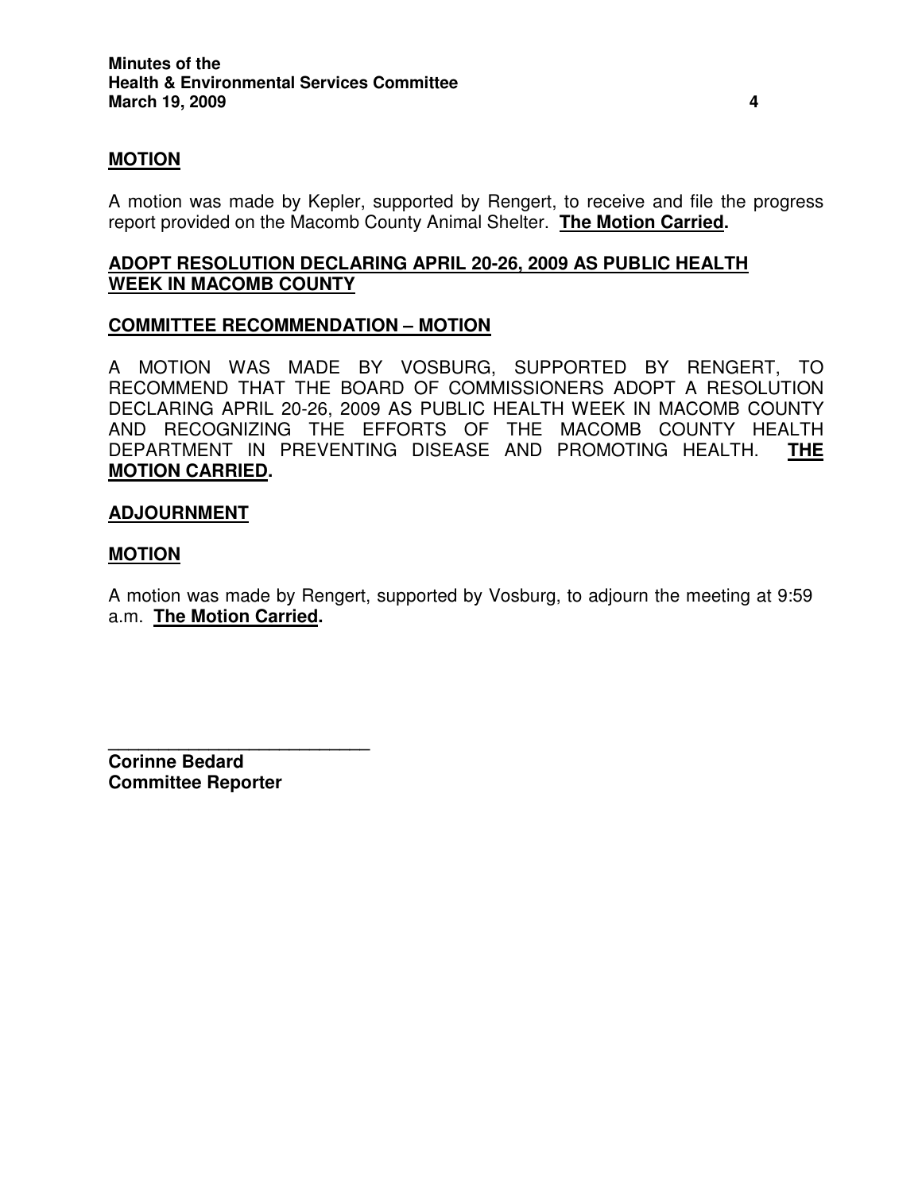**MOTION**

A motion was made by Kepler, supported by Rengert, to receive and file the progress report provided on the Macomb County Animal Shelter. **The Motion Carried.**

**ADOPT RESOLUTION DECLARING APRIL 20-26, 2009 AS PUBLIC HEALTH WEEK IN MACOMB COUNTY**

**COMMITTEE RECOMMENDATION – MOTION**

A MOTION WAS MADE BY VOSBURG, SUPPORTED BY RENGERT, TO RECOMMEND THAT THE BOARD OF COMMISSIONERS ADOPT A RESOLUTION DECLARING APRIL 20-26, 2009 AS PUBLIC HEALTH WEEK IN MACOMB COUNTY AND RECOGNIZING THE EFFORTS OF THE MACOMB COUNTY HEALTH DEPARTMENT IN PREVENTING DISEASE AND PROMOTING HEALTH. **THE MOTION CARRIED.**

**ADJOURNMENT**

**MOTION**

A motion was made by Rengert, supported by Vosburg, to adjourn the meeting at 9:59 a.m. **The Motion Carried.**

___________________________

**Corinne Bedard**
**Committee Reporter**